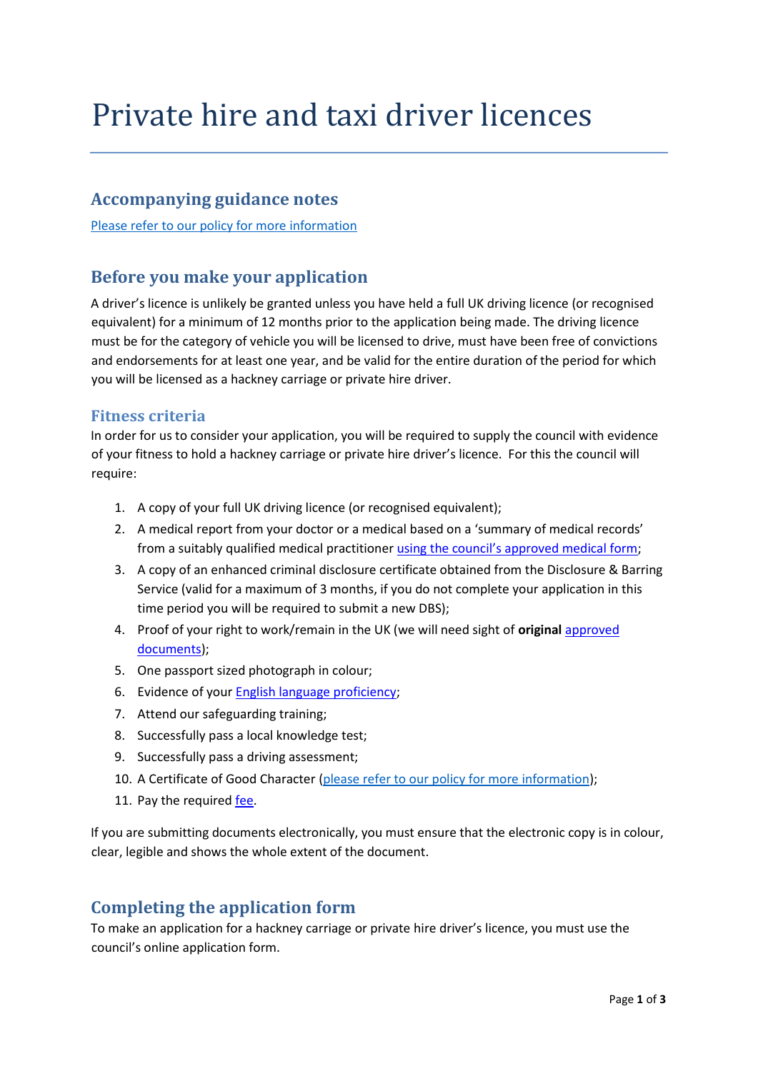# Private hire and taxi driver licences

## Accompanying guidance notes

Please refer to our policy for more information

## Before you make your application

A driver's licence is unlikely be granted unless you have held a full UK driving licence (or recognised equivalent) for a minimum of 12 months prior to the application being made. The driving licence must be for the category of vehicle you will be licensed to drive, must have been free of convictions and endorsements for at least one year, and be valid for the entire duration of the period for which you will be licensed as a hackney carriage or private hire driver.

### Fitness criteria

In order for us to consider your application, you will be required to supply the council with evidence of your fitness to hold a hackney carriage or private hire driver's licence. For this the council will require:

1. A copy of your full UK driving licence (or recognised equivalent);
2. A medical report from your doctor or a medical based on a 'summary of medical records' from a suitably qualified medical practitioner using the council's approved medical form;
3. A copy of an enhanced criminal disclosure certificate obtained from the Disclosure & Barring Service (valid for a maximum of 3 months, if you do not complete your application in this time period you will be required to submit a new DBS);
4. Proof of your right to work/remain in the UK (we will need sight of **original** approved documents);
5. One passport sized photograph in colour;
6. Evidence of your English language proficiency;
7. Attend our safeguarding training;
8. Successfully pass a local knowledge test;
9. Successfully pass a driving assessment;
10. A Certificate of Good Character (please refer to our policy for more information);
11. Pay the required fee.

If you are submitting documents electronically, you must ensure that the electronic copy is in colour, clear, legible and shows the whole extent of the document.

## Completing the application form

To make an application for a hackney carriage or private hire driver's licence, you must use the council's online application form.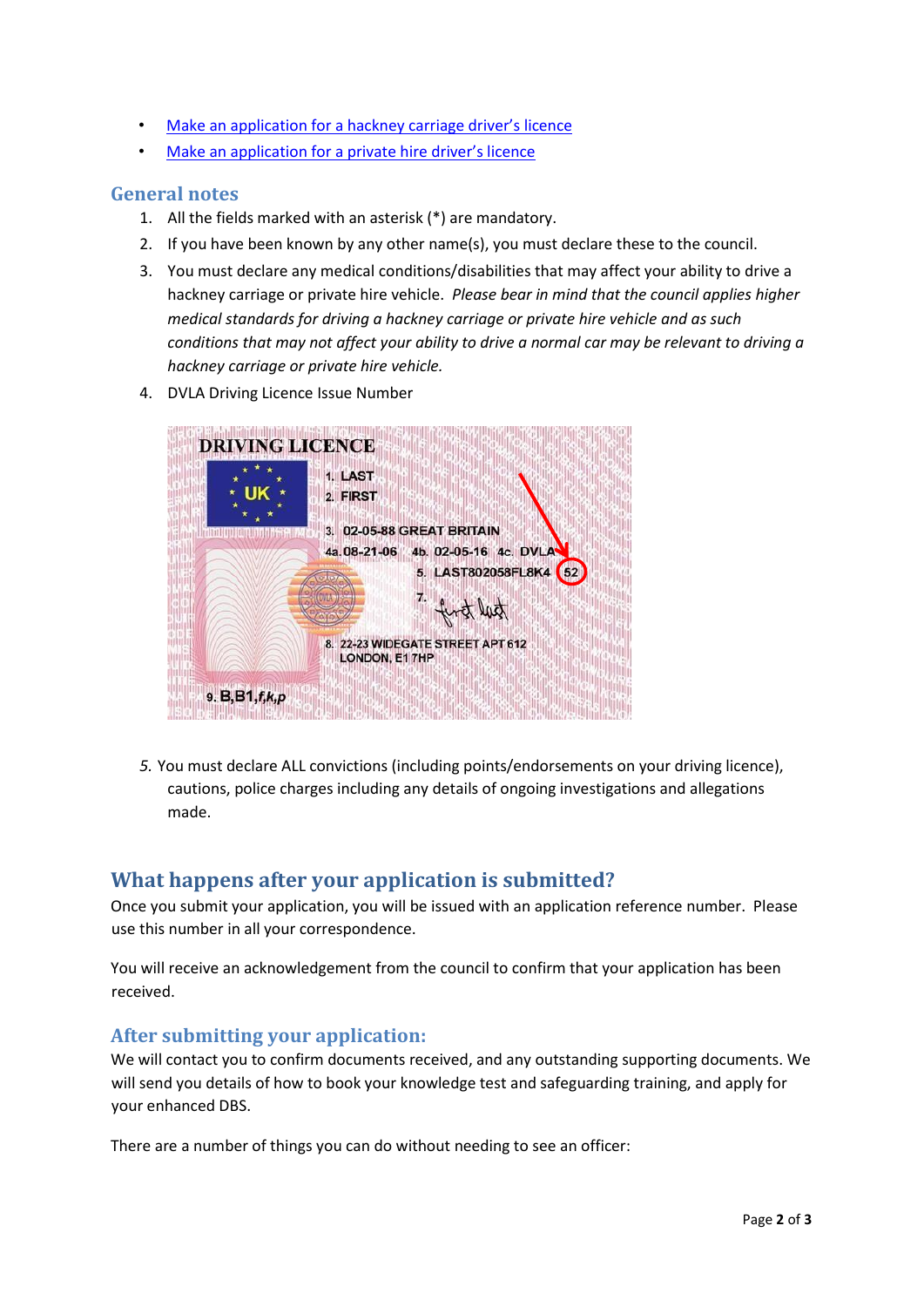- [Make an application for a hackney carriage driver's licence]()
- [Make an application for a private hire driver's licence]()

### General notes

1. All the fields marked with an asterisk (*) are mandatory.
2. If you have been known by any other name(s), you must declare these to the council.
3. You must declare any medical conditions/disabilities that may affect your ability to drive a hackney carriage or private hire vehicle. *Please bear in mind that the council applies higher medical standards for driving a hackney carriage or private hire vehicle and as such conditions that may not affect your ability to drive a normal car may be relevant to driving a hackney carriage or private hire vehicle.*
4. DVLA Driving Licence Issue Number

DRIVING LICENCE

UK

1. LAST
2. FIRST
3. 02-05-88 GREAT BRITAIN
4a. 08-21-06 4b. 02-05-16 4c. DVLA
5. LAST802058FL8K4 52
7.
8. 22-23 WIDEGATE STREET APT 612 LONDON, E1 7HP
9. B,B1,f,k,p

5. You must declare ALL convictions (including points/endorsements on your driving licence), cautions, police charges including any details of ongoing investigations and allegations made.

## What happens after your application is submitted?

Once you submit your application, you will be issued with an application reference number. Please use this number in all your correspondence.

You will receive an acknowledgement from the council to confirm that your application has been received.

### After submitting your application:

We will contact you to confirm documents received, and any outstanding supporting documents. We will send you details of how to book your knowledge test and safeguarding training, and apply for your enhanced DBS.

There are a number of things you can do without needing to see an officer: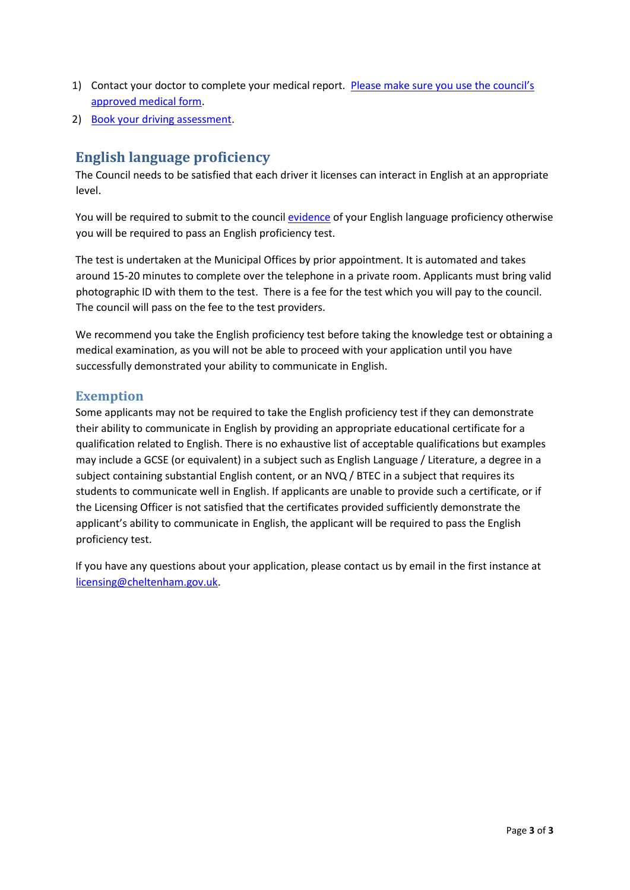1) Contact your doctor to complete your medical report. [Please make sure you use the council's approved medical form].
2) [Book your driving assessment].

## English language proficiency

The Council needs to be satisfied that each driver it licenses can interact in English at an appropriate level.

You will be required to submit to the council evidence of your English language proficiency otherwise you will be required to pass an English proficiency test.

The test is undertaken at the Municipal Offices by prior appointment. It is automated and takes around 15-20 minutes to complete over the telephone in a private room. Applicants must bring valid photographic ID with them to the test. There is a fee for the test which you will pay to the council. The council will pass on the fee to the test providers.

We recommend you take the English proficiency test before taking the knowledge test or obtaining a medical examination, as you will not be able to proceed with your application until you have successfully demonstrated your ability to communicate in English.

### Exemption

Some applicants may not be required to take the English proficiency test if they can demonstrate their ability to communicate in English by providing an appropriate educational certificate for a qualification related to English. There is no exhaustive list of acceptable qualifications but examples may include a GCSE (or equivalent) in a subject such as English Language / Literature, a degree in a subject containing substantial English content, or an NVQ / BTEC in a subject that requires its students to communicate well in English. If applicants are unable to provide such a certificate, or if the Licensing Officer is not satisfied that the certificates provided sufficiently demonstrate the applicant's ability to communicate in English, the applicant will be required to pass the English proficiency test.

If you have any questions about your application, please contact us by email in the first instance at licensing@cheltenham.gov.uk.